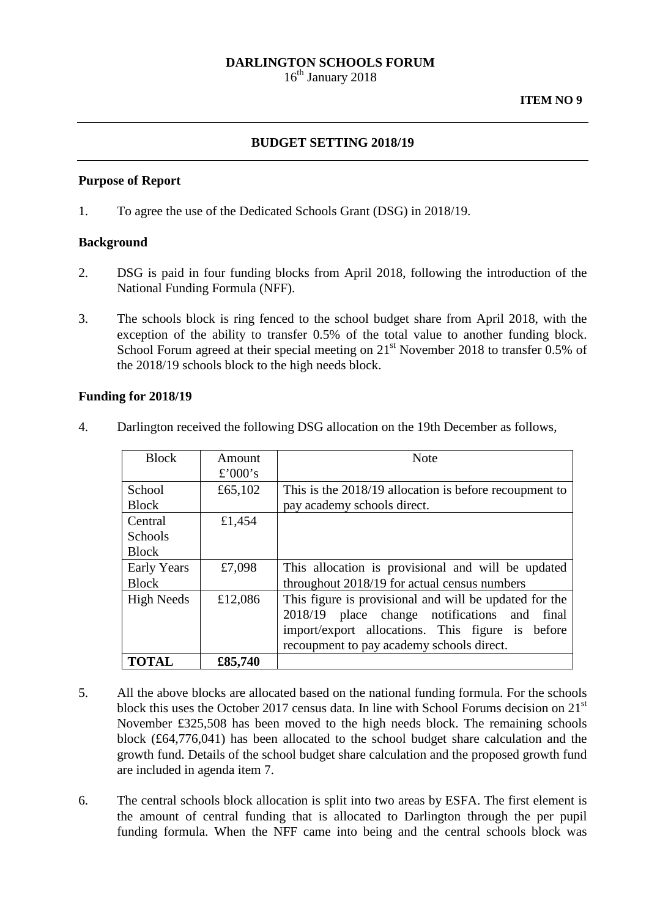**DARLINGTON SCHOOLS FORUM**
16th January 2018

**ITEM NO 9**

---

## BUDGET SETTING 2018/19

---

### Purpose of Report

1. To agree the use of the Dedicated Schools Grant (DSG) in 2018/19.

### Background

2. DSG is paid in four funding blocks from April 2018, following the introduction of the National Funding Formula (NFF).

3. The schools block is ring fenced to the school budget share from April 2018, with the exception of the ability to transfer 0.5% of the total value to another funding block. School Forum agreed at their special meeting on 21st November 2018 to transfer 0.5% of the 2018/19 schools block to the high needs block.

### Funding for 2018/19

4. Darlington received the following DSG allocation on the 19th December as follows,

| Block | Amount £'000's | Note |
|---|---|---|
| School Block | £65,102 | This is the 2018/19 allocation is before recoupment to pay academy schools direct. |
| Central Schools Block | £1,454 | |
| Early Years Block | £7,098 | This allocation is provisional and will be updated throughout 2018/19 for actual census numbers |
| High Needs | £12,086 | This figure is provisional and will be updated for the 2018/19 place change notifications and final import/export allocations. This figure is before recoupment to pay academy schools direct. |
| **TOTAL** | **£85,740** | |

5. All the above blocks are allocated based on the national funding formula. For the schools block this uses the October 2017 census data. In line with School Forums decision on 21st November £325,508 has been moved to the high needs block. The remaining schools block (£64,776,041) has been allocated to the school budget share calculation and the growth fund. Details of the school budget share calculation and the proposed growth fund are included in agenda item 7.

6. The central schools block allocation is split into two areas by ESFA. The first element is the amount of central funding that is allocated to Darlington through the per pupil funding formula. When the NFF came into being and the central schools block was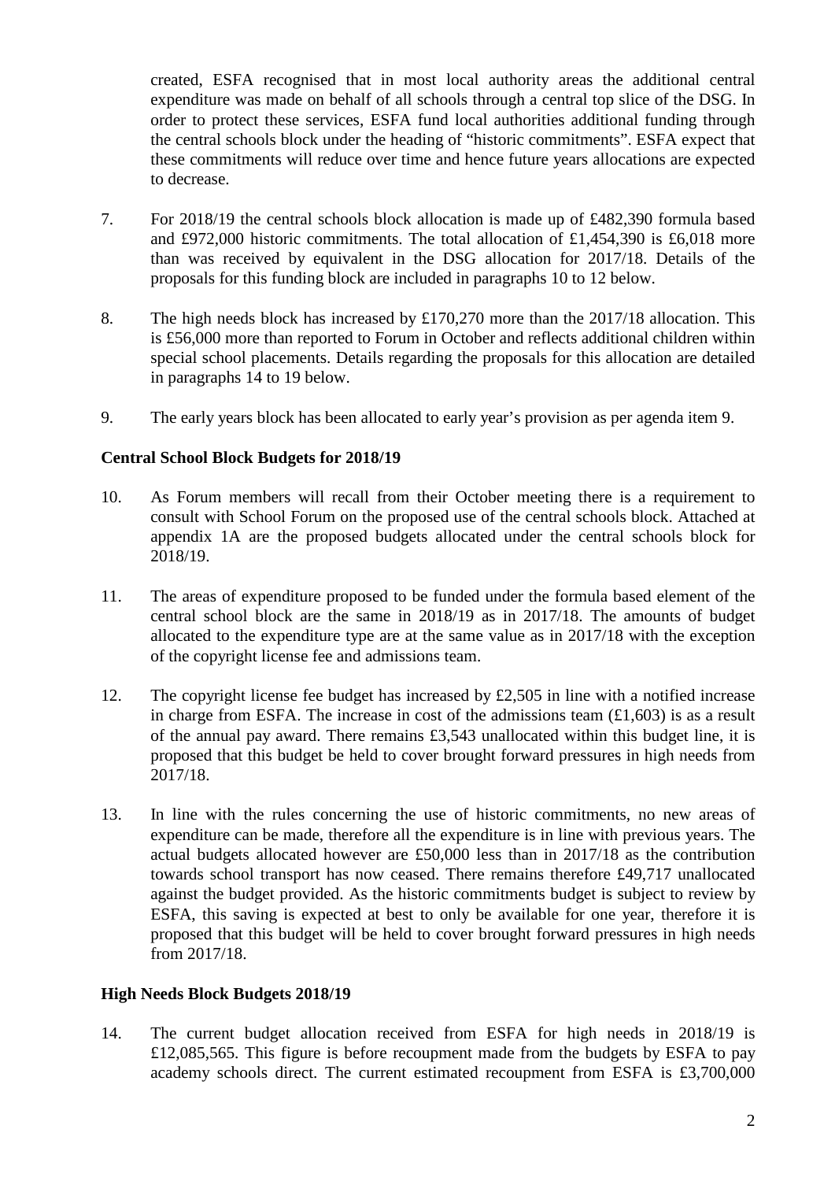created, ESFA recognised that in most local authority areas the additional central expenditure was made on behalf of all schools through a central top slice of the DSG. In order to protect these services, ESFA fund local authorities additional funding through the central schools block under the heading of "historic commitments". ESFA expect that these commitments will reduce over time and hence future years allocations are expected to decrease.

7. For 2018/19 the central schools block allocation is made up of £482,390 formula based and £972,000 historic commitments. The total allocation of £1,454,390 is £6,018 more than was received by equivalent in the DSG allocation for 2017/18. Details of the proposals for this funding block are included in paragraphs 10 to 12 below.

8. The high needs block has increased by £170,270 more than the 2017/18 allocation. This is £56,000 more than reported to Forum in October and reflects additional children within special school placements. Details regarding the proposals for this allocation are detailed in paragraphs 14 to 19 below.

9. The early years block has been allocated to early year's provision as per agenda item 9.

**Central School Block Budgets for 2018/19**

10. As Forum members will recall from their October meeting there is a requirement to consult with School Forum on the proposed use of the central schools block. Attached at appendix 1A are the proposed budgets allocated under the central schools block for 2018/19.

11. The areas of expenditure proposed to be funded under the formula based element of the central school block are the same in 2018/19 as in 2017/18. The amounts of budget allocated to the expenditure type are at the same value as in 2017/18 with the exception of the copyright license fee and admissions team.

12. The copyright license fee budget has increased by £2,505 in line with a notified increase in charge from ESFA. The increase in cost of the admissions team (£1,603) is as a result of the annual pay award. There remains £3,543 unallocated within this budget line, it is proposed that this budget be held to cover brought forward pressures in high needs from 2017/18.

13. In line with the rules concerning the use of historic commitments, no new areas of expenditure can be made, therefore all the expenditure is in line with previous years. The actual budgets allocated however are £50,000 less than in 2017/18 as the contribution towards school transport has now ceased. There remains therefore £49,717 unallocated against the budget provided. As the historic commitments budget is subject to review by ESFA, this saving is expected at best to only be available for one year, therefore it is proposed that this budget will be held to cover brought forward pressures in high needs from 2017/18.

**High Needs Block Budgets 2018/19**

14. The current budget allocation received from ESFA for high needs in 2018/19 is £12,085,565. This figure is before recoupment made from the budgets by ESFA to pay academy schools direct. The current estimated recoupment from ESFA is £3,700,000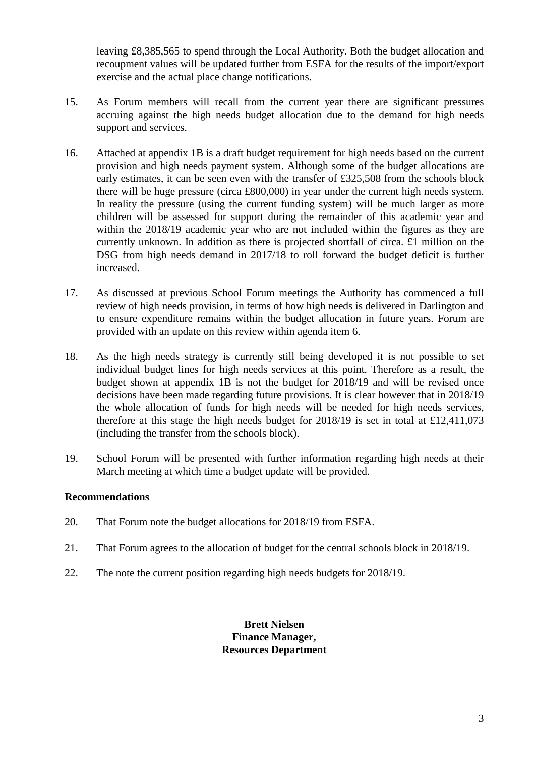leaving £8,385,565 to spend through the Local Authority. Both the budget allocation and recoupment values will be updated further from ESFA for the results of the import/export exercise and the actual place change notifications.

15. As Forum members will recall from the current year there are significant pressures accruing against the high needs budget allocation due to the demand for high needs support and services.

16. Attached at appendix 1B is a draft budget requirement for high needs based on the current provision and high needs payment system. Although some of the budget allocations are early estimates, it can be seen even with the transfer of £325,508 from the schools block there will be huge pressure (circa £800,000) in year under the current high needs system. In reality the pressure (using the current funding system) will be much larger as more children will be assessed for support during the remainder of this academic year and within the 2018/19 academic year who are not included within the figures as they are currently unknown. In addition as there is projected shortfall of circa. £1 million on the DSG from high needs demand in 2017/18 to roll forward the budget deficit is further increased.

17. As discussed at previous School Forum meetings the Authority has commenced a full review of high needs provision, in terms of how high needs is delivered in Darlington and to ensure expenditure remains within the budget allocation in future years. Forum are provided with an update on this review within agenda item 6.

18. As the high needs strategy is currently still being developed it is not possible to set individual budget lines for high needs services at this point. Therefore as a result, the budget shown at appendix 1B is not the budget for 2018/19 and will be revised once decisions have been made regarding future provisions. It is clear however that in 2018/19 the whole allocation of funds for high needs will be needed for high needs services, therefore at this stage the high needs budget for 2018/19 is set in total at £12,411,073 (including the transfer from the schools block).

19. School Forum will be presented with further information regarding high needs at their March meeting at which time a budget update will be provided.

**Recommendations**

20. That Forum note the budget allocations for 2018/19 from ESFA.

21. That Forum agrees to the allocation of budget for the central schools block in 2018/19.

22. The note the current position regarding high needs budgets for 2018/19.

**Brett Nielsen**
**Finance Manager,**
**Resources Department**